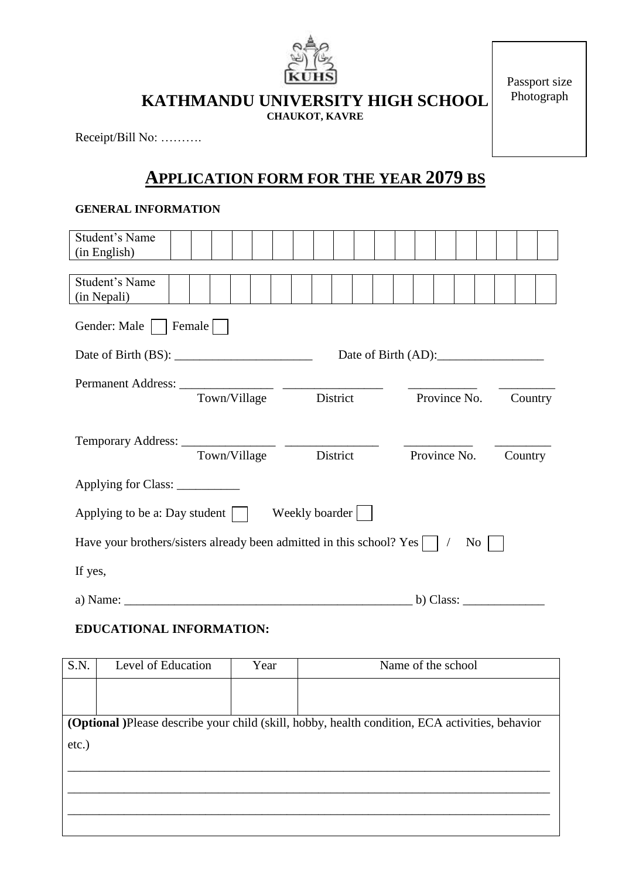KUHS

Passport size Photograph

# KATHMANDU UNIVERSITY HIGH SCHOOL

**CHAUKOT, KAVRE**

Receipt/Bill No: ……….

## APPLICATION FORM FOR THE YEAR 2079 BS

**GENERAL INFORMATION**

| Student's Name (in English) | | | | | | | | | | | | | | | | | | |
|---|---|---|---|---|---|---|---|---|---|---|---|---|---|---|---|---|---|---|

| Student's Name (in Nepali) | | | | | | | | | | | | | | | | | | |
|---|---|---|---|---|---|---|---|---|---|---|---|---|---|---|---|---|---|---|

Gender: Male ☐ Female ☐

Date of Birth (BS): ______________________ Date of Birth (AD):_________________

Permanent Address: _______________ _______________ ___________ _________
Town/Village District Province No. Country

Temporary Address: _______________ _______________ ___________ _________
Town/Village District Province No. Country

Applying for Class: __________

Applying to be a: Day student ☐ Weekly boarder ☐

Have your brothers/sisters already been admitted in this school? Yes ☐ / No ☐

If yes,

a) Name: _____________________________________________ b) Class: _____________

**EDUCATIONAL INFORMATION:**

| S.N. | Level of Education | Year | Name of the school |
|---|---|---|---|
| | | | |

**(Optional )**Please describe your child (skill, hobby, health condition, ECA activities, behavior etc.)

___________________________________________________________________________

___________________________________________________________________________

___________________________________________________________________________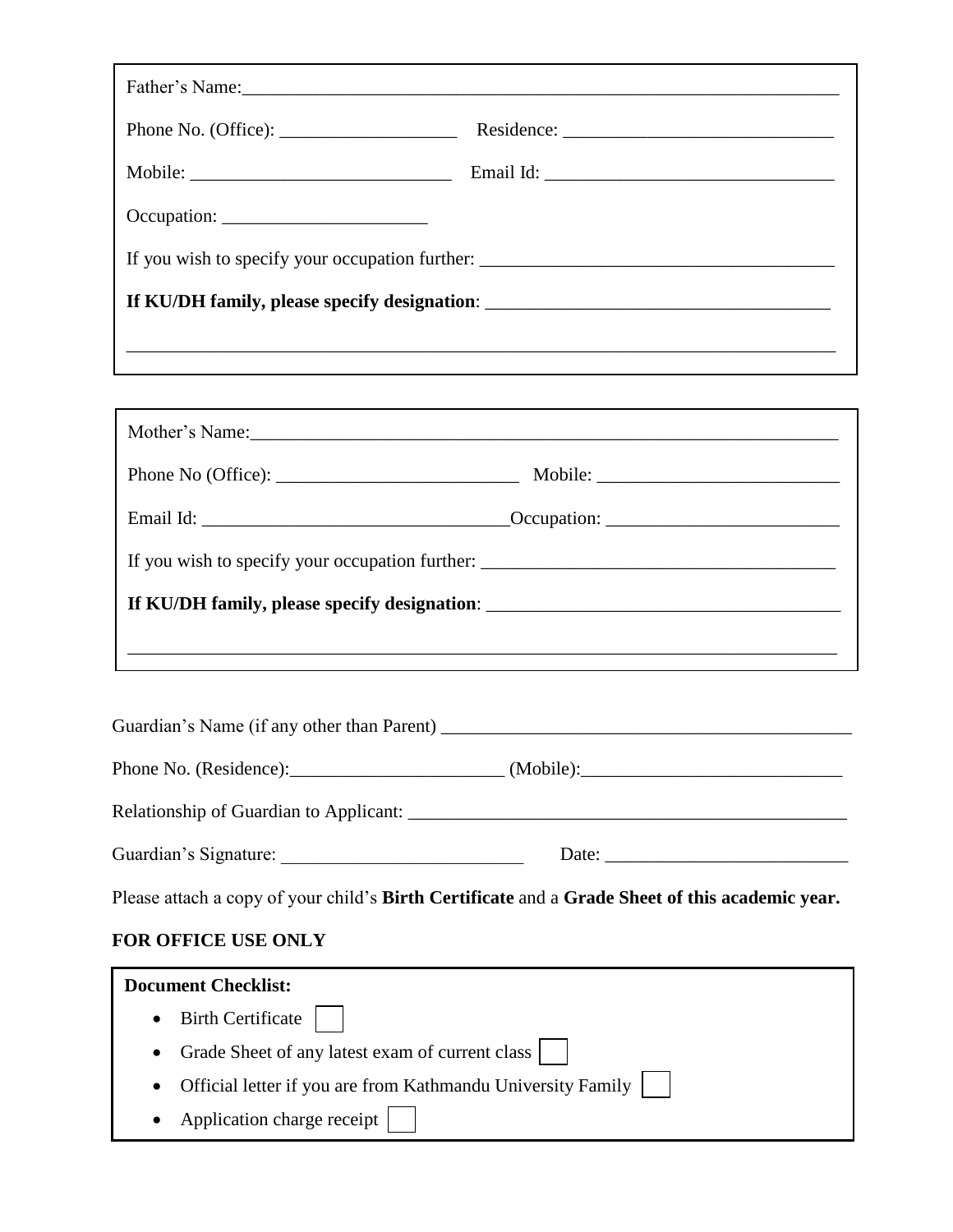Father's Name:____________________________________________________________________

Phone No. (Office): ___________________ Residence: _____________________________

Mobile: ____________________________ Email Id: _______________________________

Occupation: ______________________

If you wish to specify your occupation further: _____________________________________

**If KU/DH family, please specify designation**: ___________________________________

_______________________________________________________________________________

Mother's Name:____________________________________________________________________

Phone No (Office): __________________________ Mobile: __________________________

Email Id: _________________________________Occupation: _________________________

If you wish to specify your occupation further: _____________________________________

**If KU/DH family, please specify designation**: _____________________________________

_______________________________________________________________________________

Guardian's Name (if any other than Parent) _____________________________________________

Phone No. (Residence):_______________________ (Mobile):____________________________

Relationship of Guardian to Applicant: _________________________________________________

Guardian's Signature: __________________________ Date: __________________________

Please attach a copy of your child's **Birth Certificate** and a **Grade Sheet of this academic year.**

**FOR OFFICE USE ONLY**

**Document Checklist:**

- Birth Certificate ☐
- Grade Sheet of any latest exam of current class ☐
- Official letter if you are from Kathmandu University Family ☐
- Application charge receipt ☐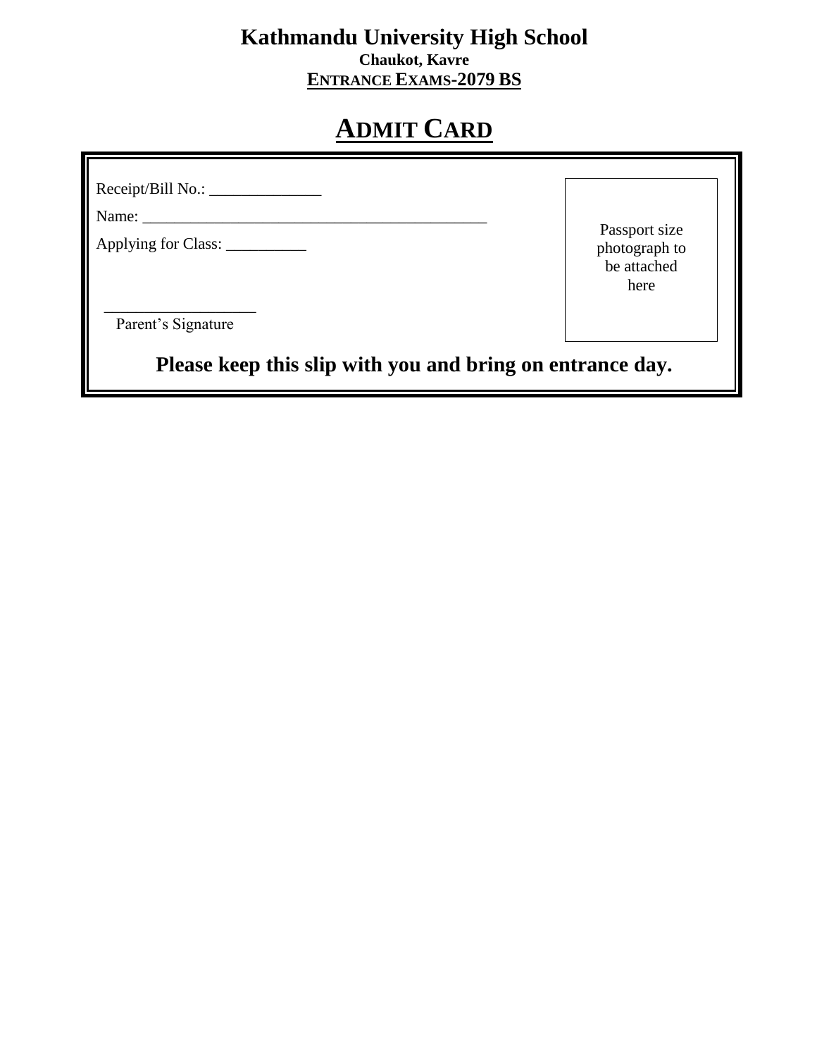# Kathmandu University High School

**Chaukot, Kavre**

**ENTRANCE EXAMS-2079 BS**

## ADMIT CARD

Receipt/Bill No.: ______________

Name: ___________________________________________

Applying for Class: __________

Passport size photograph to be attached here

___________________

Parent's Signature

**Please keep this slip with you and bring on entrance day.**